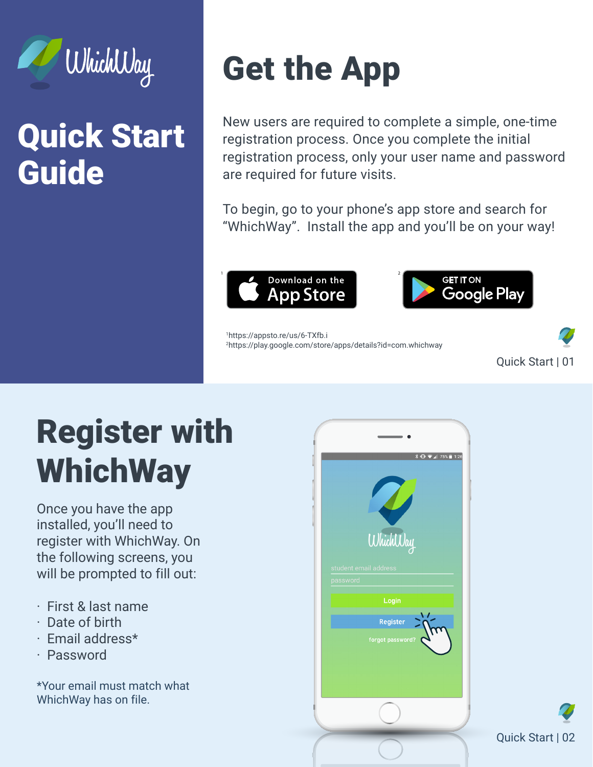# Quick Start Guide

## Get the App

New users are required to complete a simple, one-time registration process. Once you complete the initial registration process, only your user name and password are required for future visits.

To begin, go to your phone's app store and search for "WhichWay". Install the app and you'll be on your way!

[1] Download on the App Store

[2] GET IT ON Google Play

[1]https://appsto.re/us/6-TXfb.i
[2]https://play.google.com/store/apps/details?id=com.whichway

## Register with WhichWay

Once you have the app installed, you'll need to register with WhichWay. On the following screens, you will be prompted to fill out:

- First & last name
- Date of birth
- Email address*
- Password

*Your email must match what WhichWay has on file.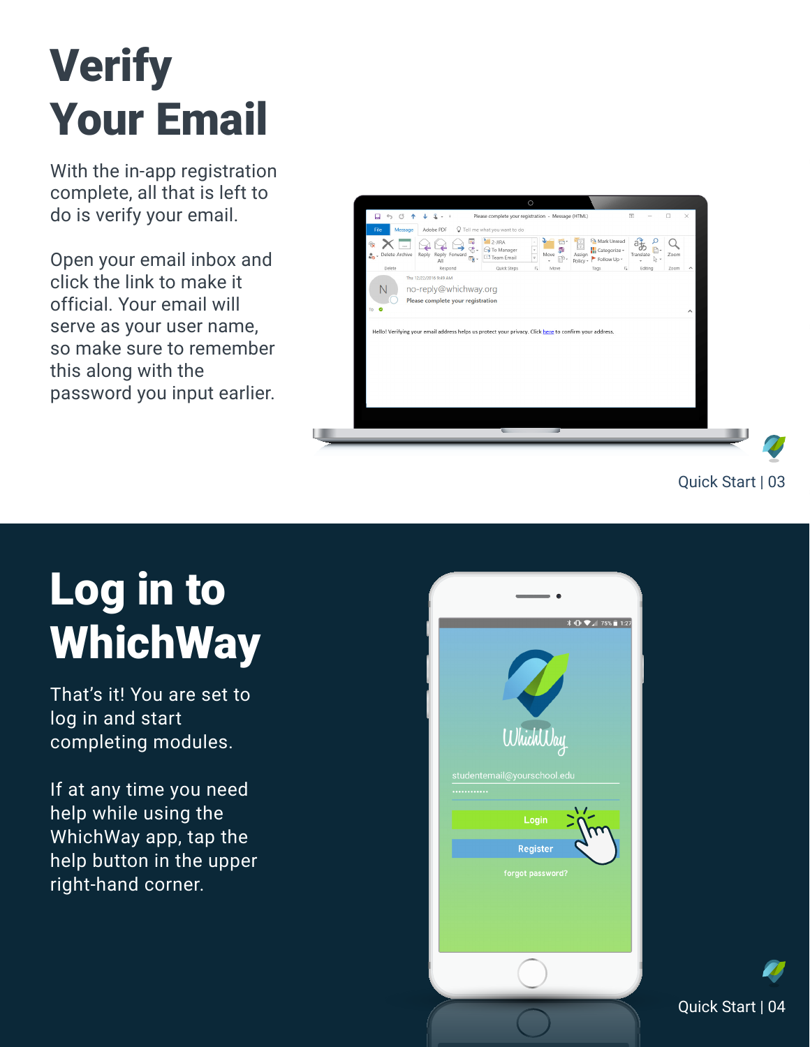# Verify Your Email

With the in-app registration complete, all that is left to do is verify your email.

Open your email inbox and click the link to make it official. Your email will serve as your user name, so make sure to remember this along with the password you input earlier.

# Log in to WhichWay

That's it! You are set to log in and start completing modules.

If at any time you need help while using the WhichWay app, tap the help button in the upper right-hand corner.